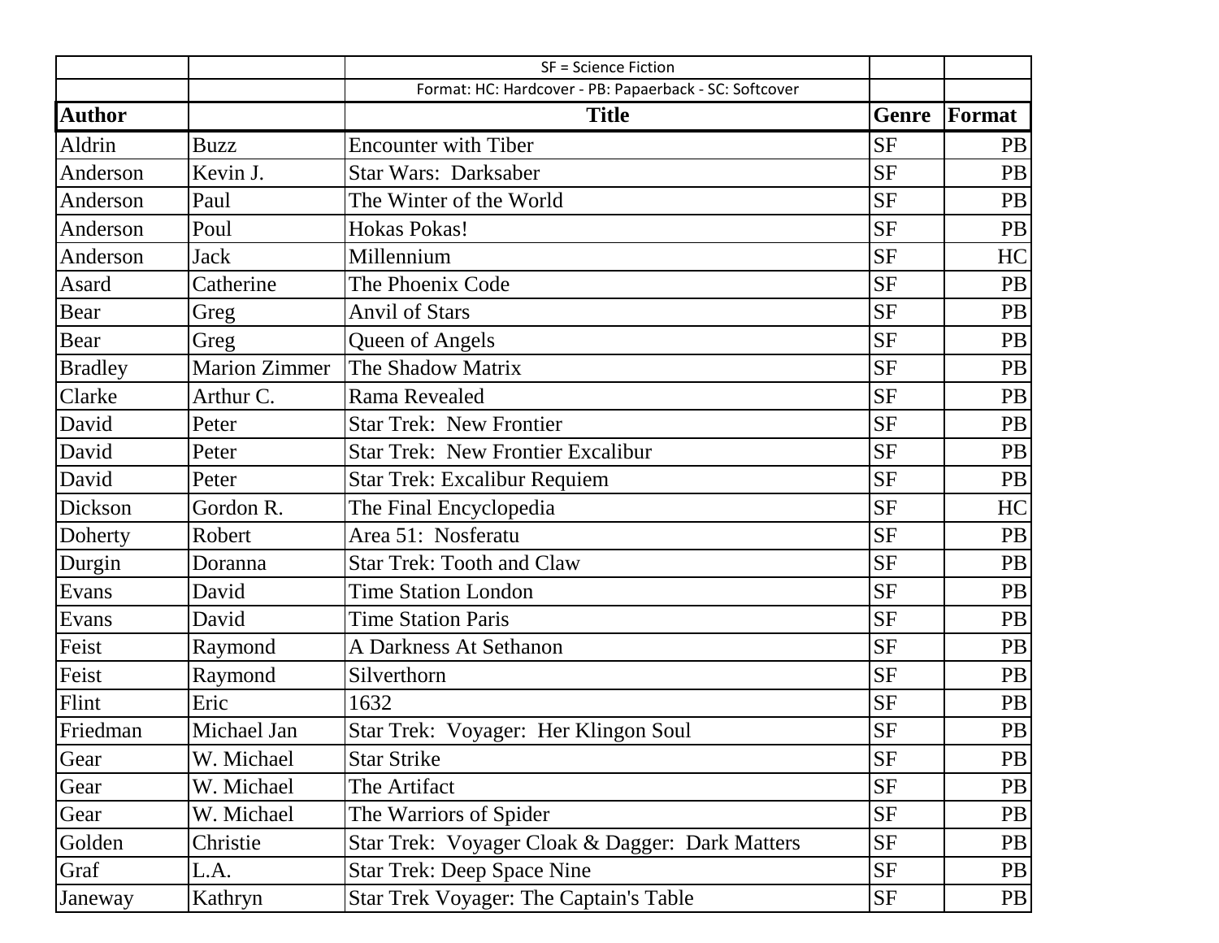| | | SF = Science Fiction | | |
|---|---|---|---|---|
| | | Format: HC: Hardcover - PB: Papaerback - SC: Softcover | | |
| **Author** | | **Title** | **Genre** | **Format** |
| Aldrin | Buzz | Encounter with Tiber | SF | PB |
| Anderson | Kevin J. | Star Wars:  Darksaber | SF | PB |
| Anderson | Paul | The Winter of the World | SF | PB |
| Anderson | Poul | Hokas Pokas! | SF | PB |
| Anderson | Jack | Millennium | SF | HC |
| Asard | Catherine | The Phoenix Code | SF | PB |
| Bear | Greg | Anvil of Stars | SF | PB |
| Bear | Greg | Queen of Angels | SF | PB |
| Bradley | Marion Zimmer | The Shadow Matrix | SF | PB |
| Clarke | Arthur C. | Rama Revealed | SF | PB |
| David | Peter | Star Trek:  New Frontier | SF | PB |
| David | Peter | Star Trek:  New Frontier Excalibur | SF | PB |
| David | Peter | Star Trek: Excalibur Requiem | SF | PB |
| Dickson | Gordon R. | The Final Encyclopedia | SF | HC |
| Doherty | Robert | Area 51:  Nosferatu | SF | PB |
| Durgin | Doranna | Star Trek: Tooth and Claw | SF | PB |
| Evans | David | Time Station London | SF | PB |
| Evans | David | Time Station Paris | SF | PB |
| Feist | Raymond | A Darkness At Sethanon | SF | PB |
| Feist | Raymond | Silverthorn | SF | PB |
| Flint | Eric | 1632 | SF | PB |
| Friedman | Michael Jan | Star Trek:  Voyager:  Her Klingon Soul | SF | PB |
| Gear | W. Michael | Star Strike | SF | PB |
| Gear | W. Michael | The Artifact | SF | PB |
| Gear | W. Michael | The Warriors of Spider | SF | PB |
| Golden | Christie | Star Trek:  Voyager Cloak & Dagger:  Dark Matters | SF | PB |
| Graf | L.A. | Star Trek: Deep Space Nine | SF | PB |
| Janeway | Kathryn | Star Trek Voyager: The Captain's Table | SF | PB |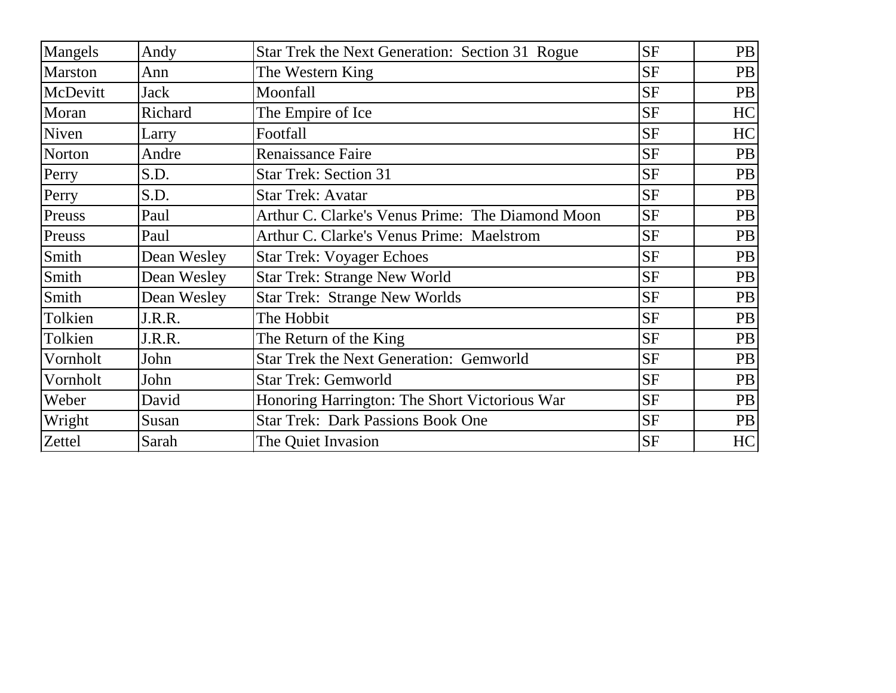| | | | | |
|---|---|---|---|---|
| Mangels | Andy | Star Trek the Next Generation:  Section 31  Rogue | SF | PB |
| Marston | Ann | The Western King | SF | PB |
| McDevitt | Jack | Moonfall | SF | PB |
| Moran | Richard | The Empire of Ice | SF | HC |
| Niven | Larry | Footfall | SF | HC |
| Norton | Andre | Renaissance Faire | SF | PB |
| Perry | S.D. | Star Trek: Section 31 | SF | PB |
| Perry | S.D. | Star Trek: Avatar | SF | PB |
| Preuss | Paul | Arthur C. Clarke's Venus Prime:  The Diamond Moon | SF | PB |
| Preuss | Paul | Arthur C. Clarke's Venus Prime:  Maelstrom | SF | PB |
| Smith | Dean Wesley | Star Trek: Voyager Echoes | SF | PB |
| Smith | Dean Wesley | Star Trek: Strange New World | SF | PB |
| Smith | Dean Wesley | Star Trek:  Strange New Worlds | SF | PB |
| Tolkien | J.R.R. | The Hobbit | SF | PB |
| Tolkien | J.R.R. | The Return of the King | SF | PB |
| Vornholt | John | Star Trek the Next Generation:  Gemworld | SF | PB |
| Vornholt | John | Star Trek: Gemworld | SF | PB |
| Weber | David | Honoring Harrington: The Short Victorious War | SF | PB |
| Wright | Susan | Star Trek:  Dark Passions Book One | SF | PB |
| Zettel | Sarah | The Quiet Invasion | SF | HC |